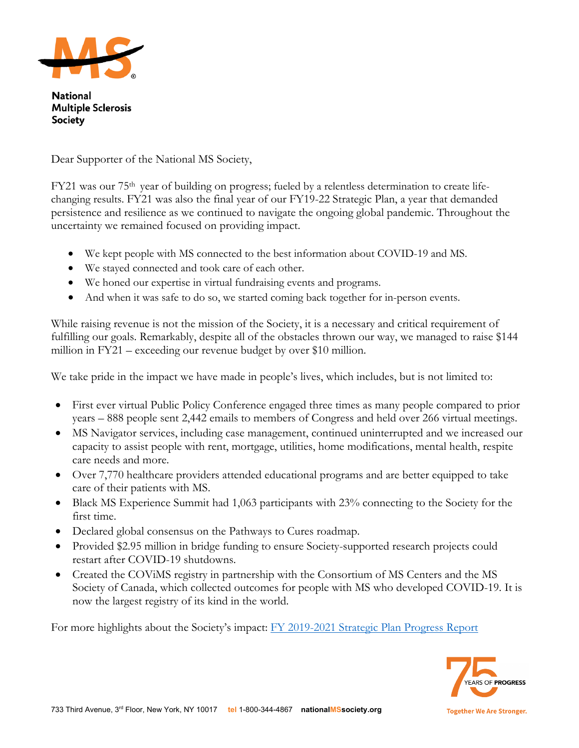**National Multiple Sclerosis Society**

Dear Supporter of the National MS Society,

FY21 was our 75th year of building on progress; fueled by a relentless determination to create life-changing results. FY21 was also the final year of our FY19-22 Strategic Plan, a year that demanded persistence and resilience as we continued to navigate the ongoing global pandemic. Throughout the uncertainty we remained focused on providing impact.

- We kept people with MS connected to the best information about COVID-19 and MS.
- We stayed connected and took care of each other.
- We honed our expertise in virtual fundraising events and programs.
- And when it was safe to do so, we started coming back together for in-person events.

While raising revenue is not the mission of the Society, it is a necessary and critical requirement of fulfilling our goals. Remarkably, despite all of the obstacles thrown our way, we managed to raise $144 million in FY21 – exceeding our revenue budget by over $10 million.

We take pride in the impact we have made in people's lives, which includes, but is not limited to:

- First ever virtual Public Policy Conference engaged three times as many people compared to prior years – 888 people sent 2,442 emails to members of Congress and held over 266 virtual meetings.
- MS Navigator services, including case management, continued uninterrupted and we increased our capacity to assist people with rent, mortgage, utilities, home modifications, mental health, respite care needs and more.
- Over 7,770 healthcare providers attended educational programs and are better equipped to take care of their patients with MS.
- Black MS Experience Summit had 1,063 participants with 23% connecting to the Society for the first time.
- Declared global consensus on the Pathways to Cures roadmap.
- Provided $2.95 million in bridge funding to ensure Society-supported research projects could restart after COVID-19 shutdowns.
- Created the COViMS registry in partnership with the Consortium of MS Centers and the MS Society of Canada, which collected outcomes for people with MS who developed COVID-19. It is now the largest registry of its kind in the world.

For more highlights about the Society's impact: FY 2019-2021 Strategic Plan Progress Report

733 Third Avenue, 3rd Floor, New York, NY 10017 tel 1-800-344-4867 nationalMSsociety.org

75 YEARS OF PROGRESS

Together We Are Stronger.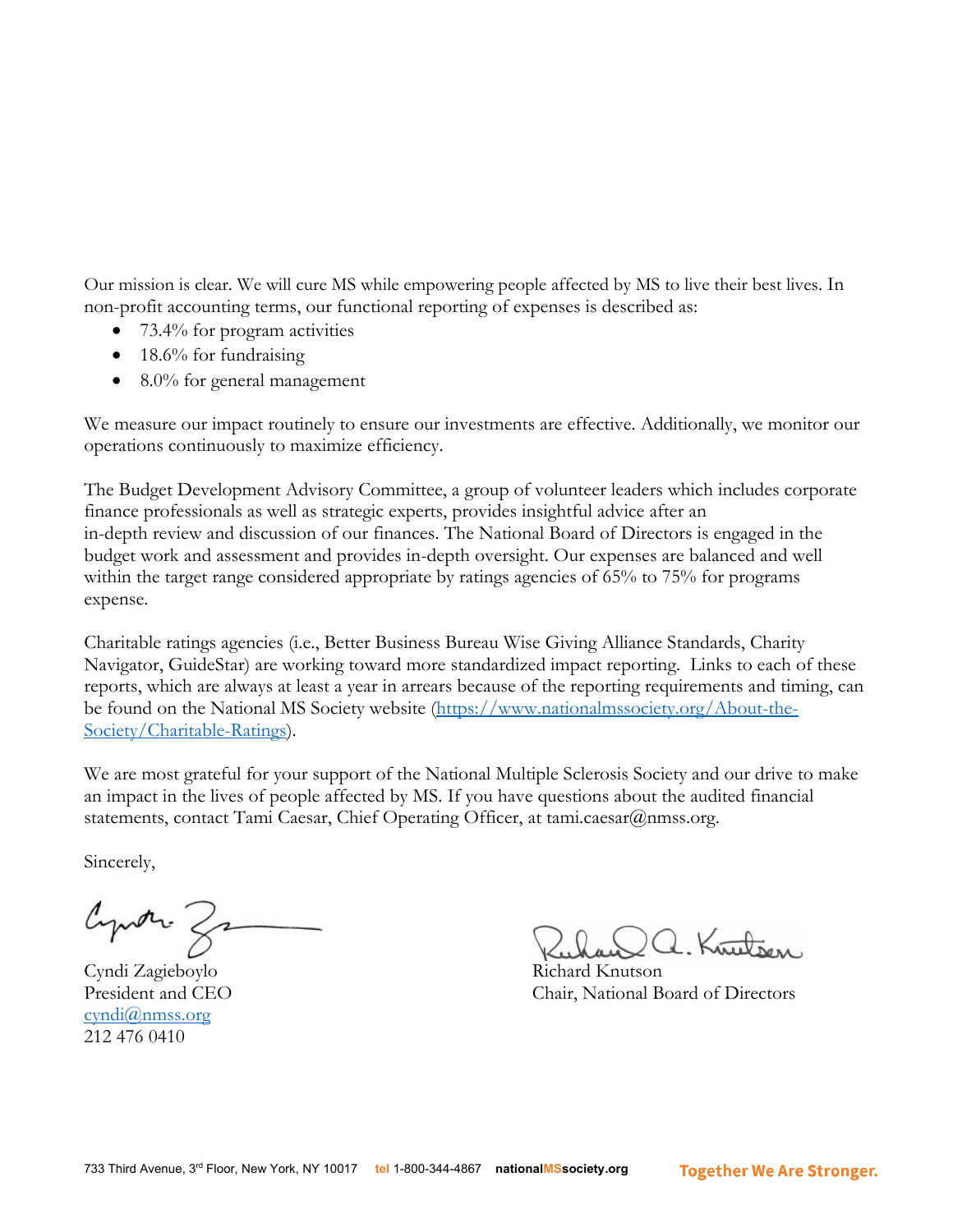Our mission is clear. We will cure MS while empowering people affected by MS to live their best lives. In non-profit accounting terms, our functional reporting of expenses is described as:

- 73.4% for program activities
- 18.6% for fundraising
- 8.0% for general management

We measure our impact routinely to ensure our investments are effective. Additionally, we monitor our operations continuously to maximize efficiency.

The Budget Development Advisory Committee, a group of volunteer leaders which includes corporate finance professionals as well as strategic experts, provides insightful advice after an in-depth review and discussion of our finances. The National Board of Directors is engaged in the budget work and assessment and provides in-depth oversight. Our expenses are balanced and well within the target range considered appropriate by ratings agencies of 65% to 75% for programs expense.

Charitable ratings agencies (i.e., Better Business Bureau Wise Giving Alliance Standards, Charity Navigator, GuideStar) are working toward more standardized impact reporting. Links to each of these reports, which are always at least a year in arrears because of the reporting requirements and timing, can be found on the National MS Society website (https://www.nationalmssociety.org/About-the-Society/Charitable-Ratings).

We are most grateful for your support of the National Multiple Sclerosis Society and our drive to make an impact in the lives of people affected by MS. If you have questions about the audited financial statements, contact Tami Caesar, Chief Operating Officer, at tami.caesar@nmss.org.

Sincerely,

Cyndi Zagieboylo
President and CEO
cyndi@nmss.org
212 476 0410

Richard Knutson
Chair, National Board of Directors

733 Third Avenue, 3rd Floor, New York, NY 10017 tel 1-800-344-4867 nationalMSsociety.org

Together We Are Stronger.